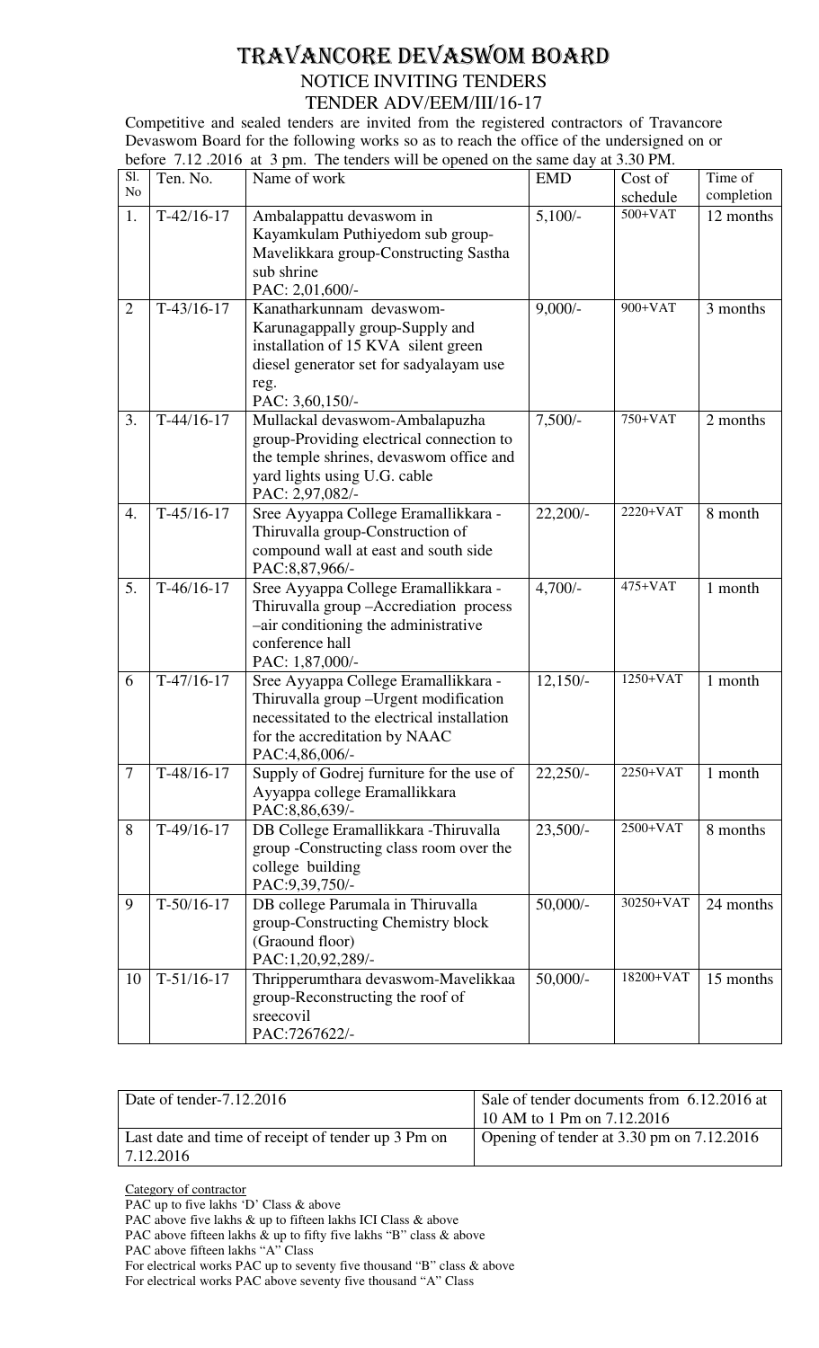# TRAVANCORE DEVASWOM BOARD

## NOTICE INVITING TENDERS

### TENDER ADV/EEM/III/16-17

Competitive and sealed tenders are invited from the registered contractors of Travancore Devaswom Board for the following works so as to reach the office of the undersigned on or before 7.12 .2016 at 3 pm. The tenders will be opened on the same day at 3.30 PM.

| Sl. No | Ten. No. | Name of work | EMD | Cost of schedule | Time of completion |
|---|---|---|---|---|---|
| 1. | T-42/16-17 | Ambalappattu devaswom in Kayamkulam Puthiyedom sub group-Mavelikkara group-Constructing Sastha sub shrine<br>PAC: 2,01,600/- | 5,100/- | 500+VAT | 12 months |
| 2 | T-43/16-17 | Kanatharkunnam devaswom-Karunagappally group-Supply and installation of 15 KVA silent green diesel generator set for sadyalayam use reg.<br>PAC: 3,60,150/- | 9,000/- | 900+VAT | 3 months |
| 3. | T-44/16-17 | Mullackal devaswom-Ambalapuzha group-Providing electrical connection to the temple shrines, devaswom office and yard lights using U.G. cable<br>PAC: 2,97,082/- | 7,500/- | 750+VAT | 2 months |
| 4. | T-45/16-17 | Sree Ayyappa College Eramallikkara - Thiruvalla group-Construction of compound wall at east and south side<br>PAC:8,87,966/- | 22,200/- | 2220+VAT | 8 month |
| 5. | T-46/16-17 | Sree Ayyappa College Eramallikkara - Thiruvalla group –Accrediation process –air conditioning the administrative conference hall<br>PAC: 1,87,000/- | 4,700/- | 475+VAT | 1 month |
| 6 | T-47/16-17 | Sree Ayyappa College Eramallikkara - Thiruvalla group –Urgent modification necessitated to the electrical installation for the accreditation by NAAC<br>PAC:4,86,006/- | 12,150/- | 1250+VAT | 1 month |
| 7 | T-48/16-17 | Supply of Godrej furniture for the use of Ayyappa college Eramallikkara<br>PAC:8,86,639/- | 22,250/- | 2250+VAT | 1 month |
| 8 | T-49/16-17 | DB College Eramallikkara -Thiruvalla group -Constructing class room over the college building<br>PAC:9,39,750/- | 23,500/- | 2500+VAT | 8 months |
| 9 | T-50/16-17 | DB college Parumala in Thiruvalla group-Constructing Chemistry block (Graound floor)<br>PAC:1,20,92,289/- | 50,000/- | 30250+VAT | 24 months |
| 10 | T-51/16-17 | Thripperumthara devaswom-Mavelikkaa group-Reconstructing the roof of sreecovil<br>PAC:7267622/- | 50,000/- | 18200+VAT | 15 months |

| Date of tender-7.12.2016 | Sale of tender documents from 6.12.2016 at 10 AM to 1 Pm on 7.12.2016 |
|---|---|
| Last date and time of receipt of tender up 3 Pm on 7.12.2016 | Opening of tender at 3.30 pm on 7.12.2016 |

Category of contractor

PAC up to five lakhs 'D' Class & above

PAC above five lakhs & up to fifteen lakhs ICI Class & above

PAC above fifteen lakhs & up to fifty five lakhs "B" class & above

PAC above fifteen lakhs "A" Class

For electrical works PAC up to seventy five thousand "B" class & above

For electrical works PAC above seventy five thousand "A" Class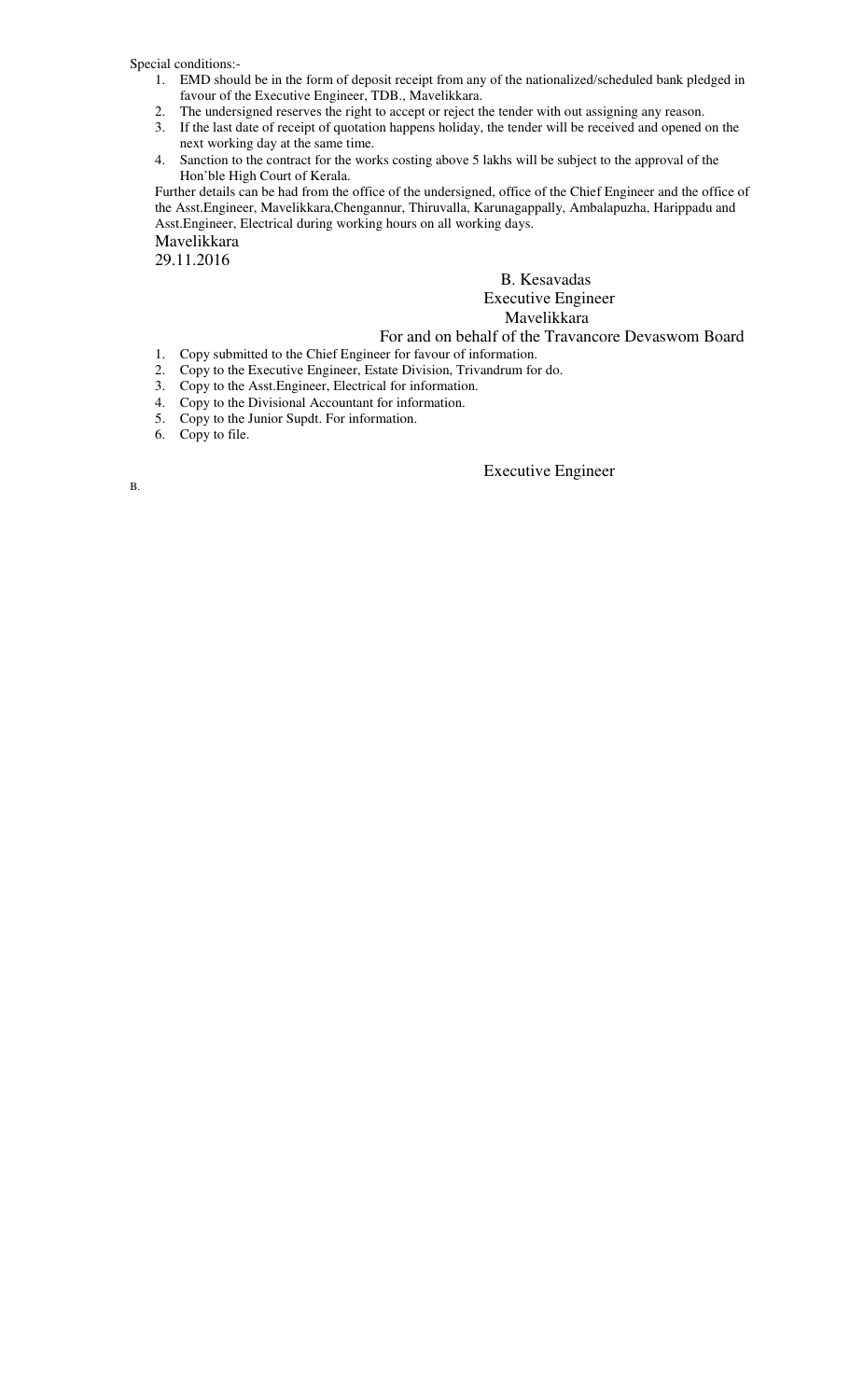Special conditions:-

1. EMD should be in the form of deposit receipt from any of the nationalized/scheduled bank pledged in favour of the Executive Engineer, TDB., Mavelikkara.
2. The undersigned reserves the right to accept or reject the tender with out assigning any reason.
3. If the last date of receipt of quotation happens holiday, the tender will be received and opened on the next working day at the same time.
4. Sanction to the contract for the works costing above 5 lakhs will be subject to the approval of the Hon'ble High Court of Kerala.

Further details can be had from the office of the undersigned, office of the Chief Engineer and the office of the Asst.Engineer, Mavelikkara,Chengannur, Thiruvalla, Karunagappally, Ambalapuzha, Harippadu and Asst.Engineer, Electrical during working hours on all working days.

Mavelikkara
29.11.2016

B. Kesavadas
Executive Engineer
Mavelikkara
For and on behalf of the Travancore Devaswom Board

1. Copy submitted to the Chief Engineer for favour of information.
2. Copy to the Executive Engineer, Estate Division, Trivandrum for do.
3. Copy to the Asst.Engineer, Electrical for information.
4. Copy to the Divisional Accountant for information.
5. Copy to the Junior Supdt. For information.
6. Copy to file.

Executive Engineer

B.